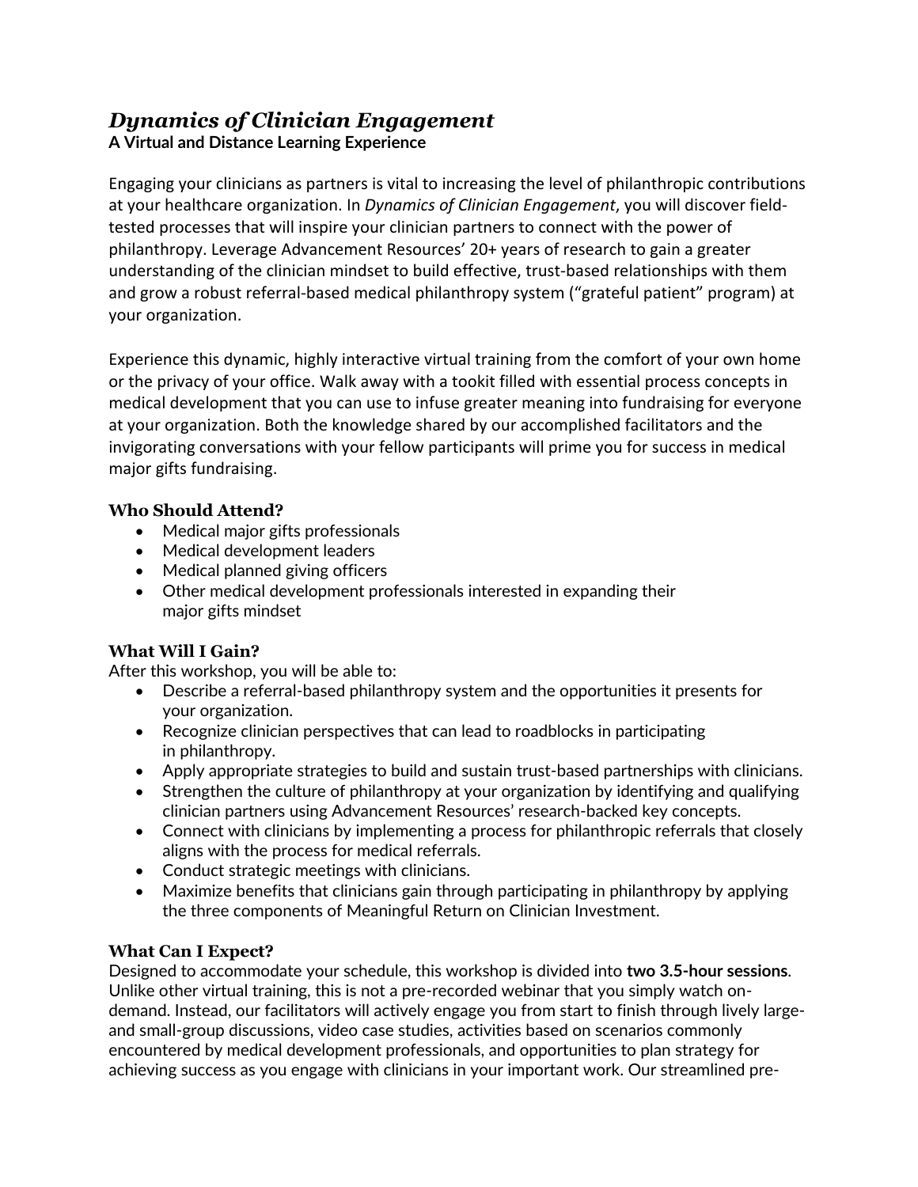# *Dynamics of Clinician Engagement*

**A Virtual and Distance Learning Experience**

Engaging your clinicians as partners is vital to increasing the level of philanthropic contributions at your healthcare organization. In *Dynamics of Clinician Engagement*, you will discover field-tested processes that will inspire your clinician partners to connect with the power of philanthropy. Leverage Advancement Resources' 20+ years of research to gain a greater understanding of the clinician mindset to build effective, trust-based relationships with them and grow a robust referral-based medical philanthropy system ("grateful patient" program) at your organization.

Experience this dynamic, highly interactive virtual training from the comfort of your own home or the privacy of your office. Walk away with a tookit filled with essential process concepts in medical development that you can use to infuse greater meaning into fundraising for everyone at your organization. Both the knowledge shared by our accomplished facilitators and the invigorating conversations with your fellow participants will prime you for success in medical major gifts fundraising.

## Who Should Attend?

- Medical major gifts professionals
- Medical development leaders
- Medical planned giving officers
- Other medical development professionals interested in expanding their major gifts mindset

## What Will I Gain?

After this workshop, you will be able to:

- Describe a referral-based philanthropy system and the opportunities it presents for your organization.
- Recognize clinician perspectives that can lead to roadblocks in participating in philanthropy.
- Apply appropriate strategies to build and sustain trust-based partnerships with clinicians.
- Strengthen the culture of philanthropy at your organization by identifying and qualifying clinician partners using Advancement Resources' research-backed key concepts.
- Connect with clinicians by implementing a process for philanthropic referrals that closely aligns with the process for medical referrals.
- Conduct strategic meetings with clinicians.
- Maximize benefits that clinicians gain through participating in philanthropy by applying the three components of Meaningful Return on Clinician Investment.

## What Can I Expect?

Designed to accommodate your schedule, this workshop is divided into **two 3.5-hour sessions**. Unlike other virtual training, this is not a pre-recorded webinar that you simply watch on-demand. Instead, our facilitators will actively engage you from start to finish through lively large- and small-group discussions, video case studies, activities based on scenarios commonly encountered by medical development professionals, and opportunities to plan strategy for achieving success as you engage with clinicians in your important work. Our streamlined pre-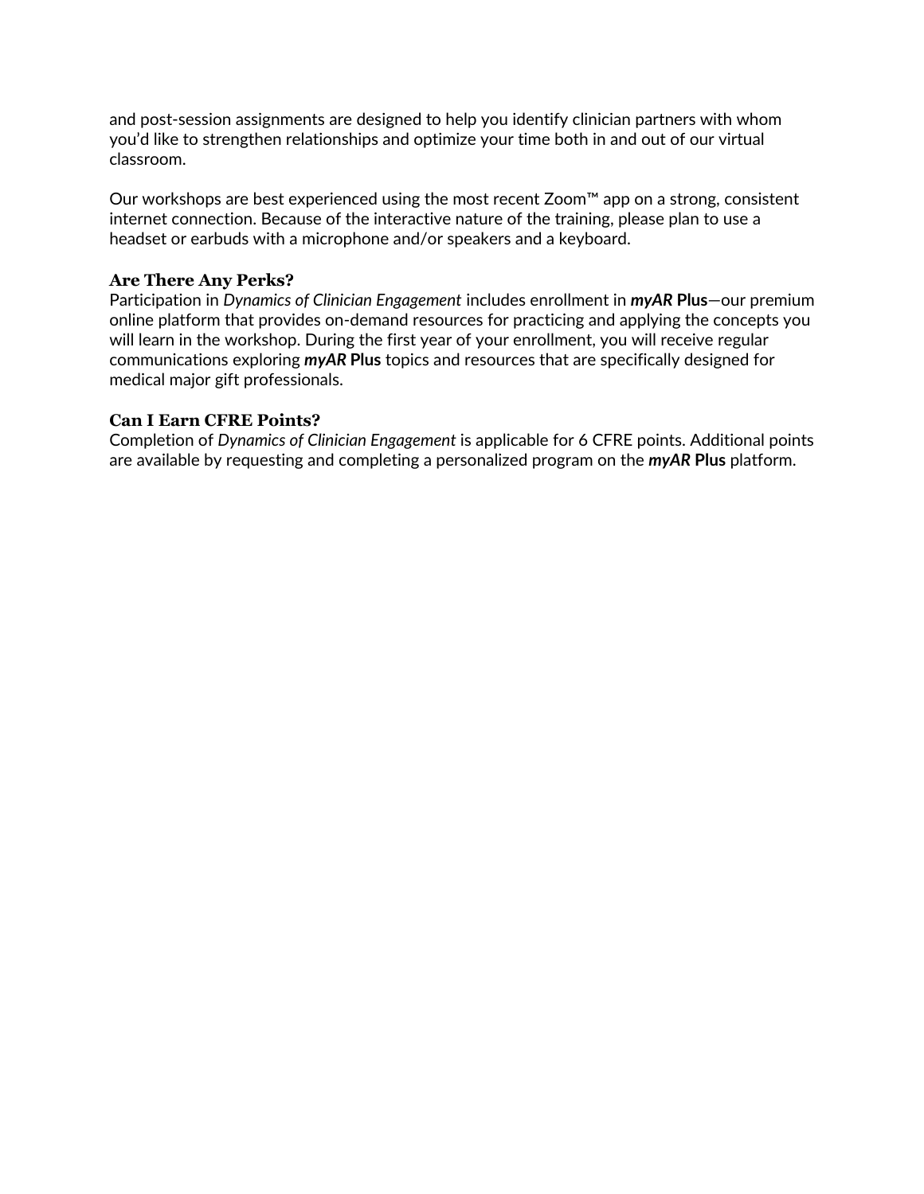and post-session assignments are designed to help you identify clinician partners with whom you'd like to strengthen relationships and optimize your time both in and out of our virtual classroom.

Our workshops are best experienced using the most recent Zoom™ app on a strong, consistent internet connection. Because of the interactive nature of the training, please plan to use a headset or earbuds with a microphone and/or speakers and a keyboard.

### Are There Any Perks?

Participation in *Dynamics of Clinician Engagement* includes enrollment in ***myAR* Plus**—our premium online platform that provides on-demand resources for practicing and applying the concepts you will learn in the workshop. During the first year of your enrollment, you will receive regular communications exploring ***myAR* Plus** topics and resources that are specifically designed for medical major gift professionals.

### Can I Earn CFRE Points?

Completion of *Dynamics of Clinician Engagement* is applicable for 6 CFRE points. Additional points are available by requesting and completing a personalized program on the ***myAR* Plus** platform.